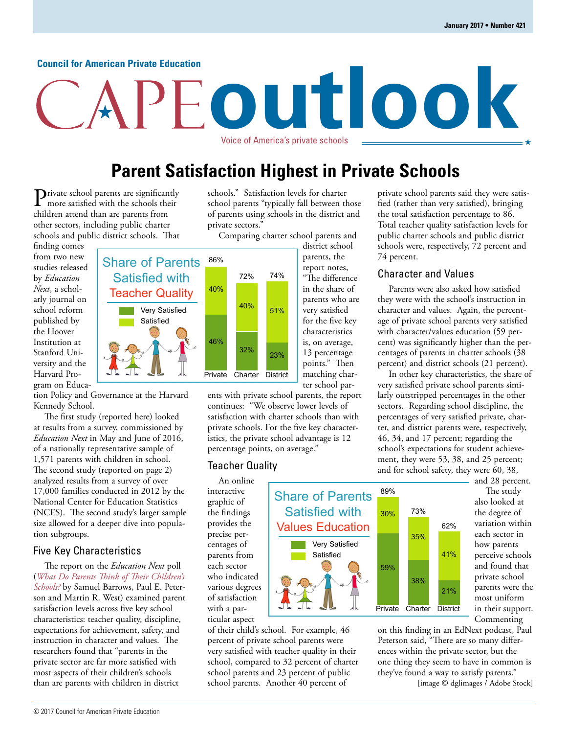Council for American Private Education

# CAPE outlook

Voice of America's private schools

## Parent Satisfaction Highest in Private Schools

Private school parents are significantly more satisfied with the schools their children attend than are parents from other sectors, including public charter schools and public district schools. That finding comes from two new studies released by *Education Next*, a scholarly journal on school reform published by the Hoover Institution at Stanford University and the Harvard Program on Education Policy and Governance at the Harvard Kennedy School.

The first study (reported here) looked at results from a survey, commissioned by *Education Next* in May and June of 2016, of a nationally representative sample of 1,571 parents with children in school. The second study (reported on page 2) analyzed results from a survey of over 17,000 families conducted in 2012 by the National Center for Education Statistics (NCES). The second study's larger sample size allowed for a deeper dive into population subgroups.

### Five Key Characteristics

The report on the *Education Next* poll (*What Do Parents Think of Their Children's Schools?* by Samuel Barrows, Paul E. Peterson and Martin R. West) examined parent satisfaction levels across five key school characteristics: teacher quality, discipline, expectations for achievement, safety, and instruction in character and values. The researchers found that "parents in the private sector are far more satisfied with most aspects of their children's schools than are parents with children in district schools." Satisfaction levels for charter school parents "typically fall between those of parents using schools in the district and private sectors."

**Share of Parents Satisfied with Teacher Quality**

| | Private | Charter | District |
|---|---|---|---|
| Very Satisfied | 46% | 32% | 23% |
| Satisfied | 40% | 40% | 51% |
| Total | 86% | 72% | 74% |

Comparing charter school parents and district school parents, the report notes, "The difference in the share of parents who are very satisfied for the five key characteristics is, on average, 13 percentage points." Then matching charter school parents with private school parents, the report continues: "We observe lower levels of satisfaction with charter schools than with private schools. For the five key characteristics, the private school advantage is 12 percentage points, on average."

### Teacher Quality

An online interactive graphic of the findings provides the precise percentages of parents from each sector who indicated various degrees of satisfaction with a particular aspect of their child's school. For example, 46 percent of private school parents were very satisfied with teacher quality in their school, compared to 32 percent of charter school parents and 23 percent of public school parents. Another 40 percent of private school parents said they were satisfied (rather than very satisfied), bringing the total satisfaction percentage to 86. Total teacher quality satisfaction levels for public charter schools and public district schools were, respectively, 72 percent and 74 percent.

**Share of Parents Satisfied with Values Education**

| | Private | Charter | District |
|---|---|---|---|
| Very Satisfied | 59% | 38% | 21% |
| Satisfied | 30% | 35% | 41% |
| Total | 89% | 73% | 62% |

### Character and Values

Parents were also asked how satisfied they were with the school's instruction in character and values. Again, the percentage of private school parents very satisfied with character/values education (59 percent) was significantly higher than the percentages of parents in charter schools (38 percent) and district schools (21 percent).

In other key characteristics, the share of very satisfied private school parents similarly outstripped percentages in the other sectors. Regarding school discipline, the percentages of very satisfied private, charter, and district parents were, respectively, 46, 34, and 17 percent; regarding the school's expectations for student achievement, they were 53, 38, and 25 percent; and for school safety, they were 60, 38, and 28 percent.

The study also looked at the degree of variation within each sector in how parents perceive schools and found that private school parents were the most uniform in their support. Commenting on this finding in an EdNext podcast, Paul Peterson said, "There are so many differences within the private sector, but the one thing they seem to have in common is they've found a way to satisfy parents."

[image © dglimages / Adobe Stock]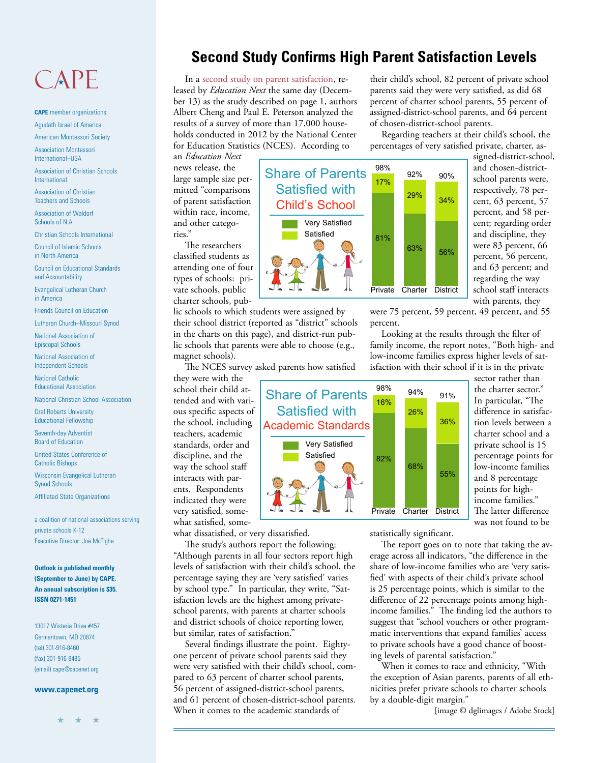CAPE

**CAPE** member organizations:

Agudath Israel of America

American Montessori Society

Association Montessori International–USA

Association of Christian Schools International

Association of Christian Teachers and Schools

Association of Waldorf Schools of N.A.

Christian Schools International

Council of Islamic Schools in North America

Council on Educational Standards and Accountability

Evangelical Lutheran Church in America

Friends Council on Education

Lutheran Church–Missouri Synod

National Association of Episcopal Schools

National Association of Independent Schools

National Catholic Educational Association

National Christian School Association

Oral Roberts University Educational Fellowship

Seventh-day Adventist Board of Education

United States Conference of Catholic Bishops

Wisconsin Evangelical Lutheran Synod Schools

Affiliated State Organizations

a coalition of national associations serving private schools K-12

Executive Director: Joe McTighe

**Outlook is published monthly (September to June) by CAPE. An annual subscription is $35. ISSN 0271-1451**

13017 Wisteria Drive #457
Germantown, MD 20874
(tel) 301-916-8460
(fax) 301-916-8485
(email) cape@capenet.org

**www.capenet.org**

# Second Study Confirms High Parent Satisfaction Levels

In a second study on parent satisfaction, released by *Education Next* the same day (December 13) as the study described on page 1, authors Albert Cheng and Paul E. Peterson analyzed the results of a survey of more than 17,000 households conducted in 2012 by the National Center for Education Statistics (NCES). According to an *Education Next* news release, the large sample size permitted "comparisons of parent satisfaction within race, income, and other categories."

The researchers classified students as attending one of four types of schools: private schools, public charter schools, public schools to which students were assigned by their school district (reported as "district" schools in the charts on this page), and district-run public schools that parents were able to choose (e.g., magnet schools).

The NCES survey asked parents how satisfied they were with the school their child attended and with various specific aspects of the school, including teachers, academic standards, order and discipline, and the way the school staff interacts with parents. Respondents indicated they were very satisfied, somewhat satisfied, somewhat dissatisfied, or very dissatisfied.

The study's authors report the following: "Although parents in all four sectors report high levels of satisfaction with their child's school, the percentage saying they are 'very satisfied' varies by school type." In particular, they write, "Satisfaction levels are the highest among private-school parents, with parents at charter schools and district schools of choice reporting lower, but similar, rates of satisfaction."

Several findings illustrate the point. Eighty-one percent of private school parents said they were very satisfied with their child's school, compared to 63 percent of charter school parents, 56 percent of assigned-district-school parents, and 61 percent of chosen-district-school parents. When it comes to the academic standards of their child's school, 82 percent of private school parents said they were very satisfied, as did 68 percent of charter school parents, 55 percent of assigned-district-school parents, and 64 percent of chosen-district-school parents.

Regarding teachers at their child's school, the percentages of very satisfied private, charter, assigned-district-school, and chosen-district-school parents were, respectively, 78 percent, 63 percent, 57 percent, and 58 percent; regarding order and discipline, they were 83 percent, 66 percent, 56 percent, and 63 percent; and regarding the way school staff interacts with parents, they were 75 percent, 59 percent, 49 percent, and 55 percent.

**Share of Parents Satisfied with Child's School**

| | Private | Charter | District |
|---|---|---|---|
| Very Satisfied | 81% | 63% | 56% |
| Satisfied | 17% | 29% | 34% |
| Total | 98% | 92% | 90% |

**Share of Parents Satisfied with Academic Standards**

| | Private | Charter | District |
|---|---|---|---|
| Very Satisfied | 82% | 68% | 55% |
| Satisfied | 16% | 26% | 36% |
| Total | 98% | 94% | 91% |

Looking at the results through the filter of family income, the report notes, "Both high- and low-income families express higher levels of satisfaction with their school if it is in the private sector rather than the charter sector." In particular, "The difference in satisfaction levels between a charter school and a private school is 15 percentage points for low-income families and 8 percentage points for high-income families." The latter difference was not found to be statistically significant.

The report goes on to note that taking the average across all indicators, "the difference in the share of low-income families who are 'very satisfied' with aspects of their child's private school is 25 percentage points, which is similar to the difference of 22 percentage points among high-income families." The finding led the authors to suggest that "school vouchers or other programmatic interventions that expand families' access to private schools have a good chance of boosting levels of parental satisfaction."

When it comes to race and ethnicity, "With the exception of Asian parents, parents of all ethnicities prefer private schools to charter schools by a double-digit margin."

[image © dglimages / Adobe Stock]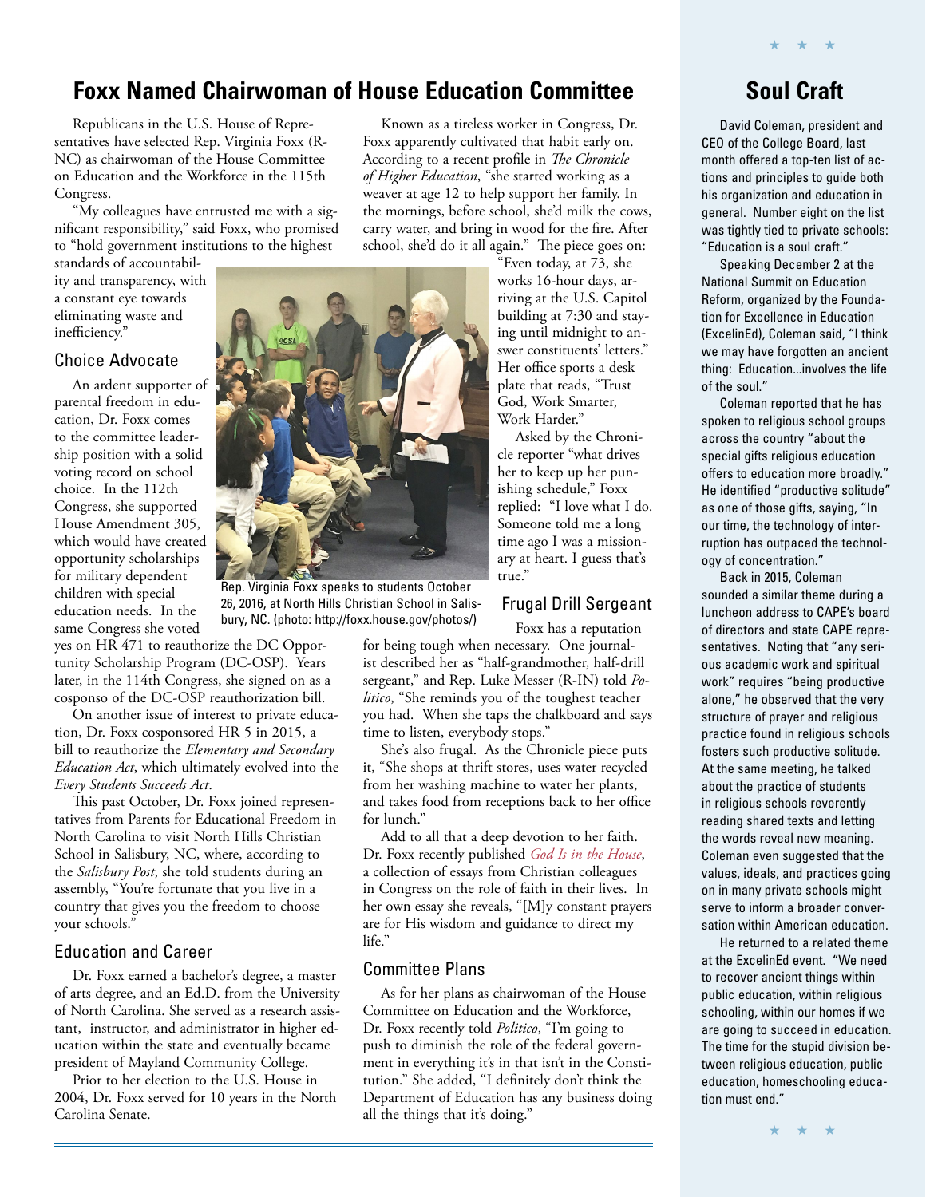# Foxx Named Chairwoman of House Education Committee

Republicans in the U.S. House of Representatives have selected Rep. Virginia Foxx (R-NC) as chairwoman of the House Committee on Education and the Workforce in the 115th Congress.

"My colleagues have entrusted me with a significant responsibility," said Foxx, who promised to "hold government institutions to the highest standards of accountability and transparency, with a constant eye towards eliminating waste and inefficiency."

## Choice Advocate

An ardent supporter of parental freedom in education, Dr. Foxx comes to the committee leadership position with a solid voting record on school choice. In the 112th Congress, she supported House Amendment 305, which would have created opportunity scholarships for military dependent children with special education needs. In the same Congress she voted yes on HR 471 to reauthorize the DC Opportunity Scholarship Program (DC-OSP). Years later, in the 114th Congress, she signed on as a cosponso of the DC-OSP reauthorization bill.

On another issue of interest to private education, Dr. Foxx cosponsored HR 5 in 2015, a bill to reauthorize the *Elementary and Secondary Education Act*, which ultimately evolved into the *Every Students Succeeds Act*.

This past October, Dr. Foxx joined representatives from Parents for Educational Freedom in North Carolina to visit North Hills Christian School in Salisbury, NC, where, according to the *Salisbury Post*, she told students during an assembly, "You're fortunate that you live in a country that gives you the freedom to choose your schools."

Rep. Virginia Foxx speaks to students October 26, 2016, at North Hills Christian School in Salisbury, NC. (photo: http://foxx.house.gov/photos/)

## Education and Career

Dr. Foxx earned a bachelor's degree, a master of arts degree, and an Ed.D. from the University of North Carolina. She served as a research assistant, instructor, and administrator in higher education within the state and eventually became president of Mayland Community College.

Prior to her election to the U.S. House in 2004, Dr. Foxx served for 10 years in the North Carolina Senate.

Known as a tireless worker in Congress, Dr. Foxx apparently cultivated that habit early on. According to a recent profile in *The Chronicle of Higher Education*, "she started working as a weaver at age 12 to help support her family. In the mornings, before school, she'd milk the cows, carry water, and bring in wood for the fire. After school, she'd do it all again." The piece goes on: "Even today, at 73, she works 16-hour days, arriving at the U.S. Capitol building at 7:30 and staying until midnight to answer constituents' letters." Her office sports a desk plate that reads, "Trust God, Work Smarter, Work Harder."

Asked by the Chronicle reporter "what drives her to keep up her punishing schedule," Foxx replied: "I love what I do. Someone told me a long time ago I was a missionary at heart. I guess that's true."

## Frugal Drill Sergeant

Foxx has a reputation for being tough when necessary. One journalist described her as "half-grandmother, half-drill sergeant," and Rep. Luke Messer (R-IN) told *Politico*, "She reminds you of the toughest teacher you had. When she taps the chalkboard and says time to listen, everybody stops."

She's also frugal. As the Chronicle piece puts it, "She shops at thrift stores, uses water recycled from her washing machine to water her plants, and takes food from receptions back to her office for lunch."

Add to all that a deep devotion to her faith. Dr. Foxx recently published *God Is in the House*, a collection of essays from Christian colleagues in Congress on the role of faith in their lives. In her own essay she reveals, "[M]y constant prayers are for His wisdom and guidance to direct my life."

## Committee Plans

As for her plans as chairwoman of the House Committee on Education and the Workforce, Dr. Foxx recently told *Politico*, "I'm going to push to diminish the role of the federal government in everything it's in that isn't in the Constitution." She added, "I definitely don't think the Department of Education has any business doing all the things that it's doing."

# Soul Craft

David Coleman, president and CEO of the College Board, last month offered a top-ten list of actions and principles to guide both his organization and education in general. Number eight on the list was tightly tied to private schools: "Education is a soul craft."

Speaking December 2 at the National Summit on Education Reform, organized by the Foundation for Excellence in Education (ExcelinEd), Coleman said, "I think we may have forgotten an ancient thing: Education...involves the life of the soul."

Coleman reported that he has spoken to religious school groups across the country "about the special gifts religious education offers to education more broadly." He identified "productive solitude" as one of those gifts, saying, "In our time, the technology of interruption has outpaced the technology of concentration."

Back in 2015, Coleman sounded a similar theme during a luncheon address to CAPE's board of directors and state CAPE representatives. Noting that "any serious academic work and spiritual work" requires "being productive alone," he observed that the very structure of prayer and religious practice found in religious schools fosters such productive solitude. At the same meeting, he talked about the practice of students in religious schools reverently reading shared texts and letting the words reveal new meaning. Coleman even suggested that the values, ideals, and practices going on in many private schools might serve to inform a broader conversation within American education.

He returned to a related theme at the ExcelinEd event. "We need to recover ancient things within public education, within religious schooling, within our homes if we are going to succeed in education. The time for the stupid division between religious education, public education, homeschooling education must end."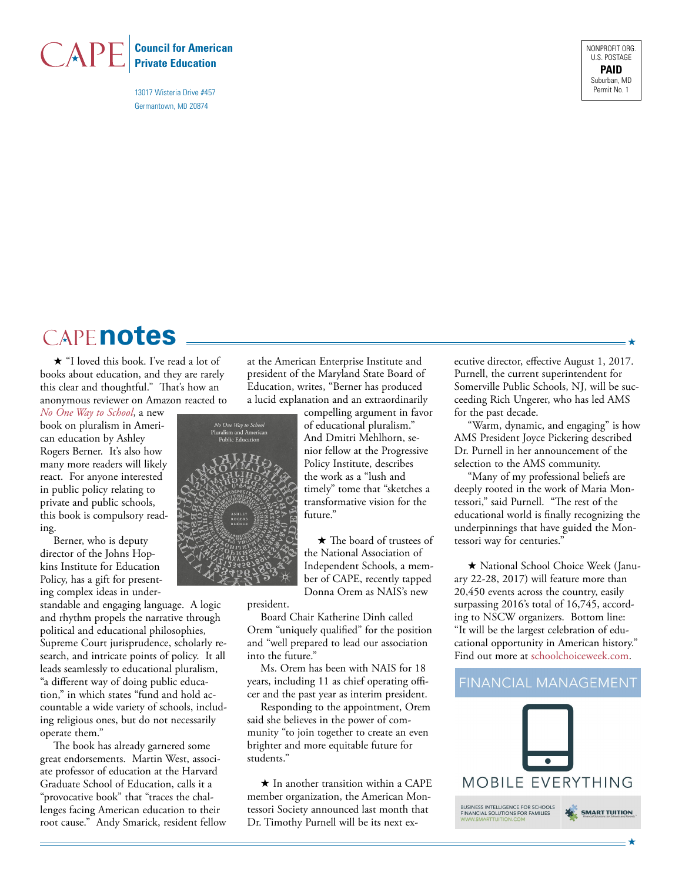CAPE Council for American Private Education

13017 Wisteria Drive #457
Germantown, MD 20874

NONPROFIT ORG.
U.S. POSTAGE
**PAID**
Suburban, MD
Permit No. 1

# CAPE notes

★ "I loved this book. I've read a lot of books about education, and they are rarely this clear and thoughtful." That's how an anonymous reviewer on Amazon reacted to *No One Way to School*, a new book on pluralism in American education by Ashley Rogers Berner. It's also how many more readers will likely react. For anyone interested in public policy relating to private and public schools, this book is compulsory reading.

Berner, who is deputy director of the Johns Hopkins Institute for Education Policy, has a gift for presenting complex ideas in understandable and engaging language. A logic and rhythm propels the narrative through political and educational philosophies, Supreme Court jurisprudence, scholarly research, and intricate points of policy. It all leads seamlessly to educational pluralism, "a different way of doing public education," in which states "fund and hold accountable a wide variety of schools, including religious ones, but do not necessarily operate them."

The book has already garnered some great endorsements. Martin West, associate professor of education at the Harvard Graduate School of Education, calls it a "provocative book" that "traces the challenges facing American education to their root cause." Andy Smarick, resident fellow at the American Enterprise Institute and president of the Maryland State Board of Education, writes, "Berner has produced a lucid explanation and an extraordinarily compelling argument in favor of educational pluralism." And Dmitri Mehlhorn, senior fellow at the Progressive Policy Institute, describes the work as a "lush and timely" tome that "sketches a transformative vision for the future."

★ The board of trustees of the National Association of Independent Schools, a member of CAPE, recently tapped Donna Orem as NAIS's new president.

Board Chair Katherine Dinh called Orem "uniquely qualified" for the position and "well prepared to lead our association into the future."

Ms. Orem has been with NAIS for 18 years, including 11 as chief operating officer and the past year as interim president.

Responding to the appointment, Orem said she believes in the power of community "to join together to create an even brighter and more equitable future for students."

★ In another transition within a CAPE member organization, the American Montessori Society announced last month that Dr. Timothy Purnell will be its next executive director, effective August 1, 2017. Purnell, the current superintendent for Somerville Public Schools, NJ, will be succeeding Rich Ungerer, who has led AMS for the past decade.

"Warm, dynamic, and engaging" is how AMS President Joyce Pickering described Dr. Purnell in her announcement of the selection to the AMS community.

"Many of my professional beliefs are deeply rooted in the work of Maria Montessori," said Purnell. "The rest of the educational world is finally recognizing the underpinnings that have guided the Montessori way for centuries."

★ National School Choice Week (January 22-28, 2017) will feature more than 20,450 events across the country, easily surpassing 2016's total of 16,745, according to NSCW organizers. Bottom line: "It will be the largest celebration of educational opportunity in American history." Find out more at schoolchoiceweek.com.

FINANCIAL MANAGEMENT

MOBILE EVERYTHING

BUSINESS INTELLIGENCE FOR SCHOOLS
FINANCIAL SOLUTIONS FOR FAMILIES
WWW.SMARTTUITION.COM

SMART TUITION